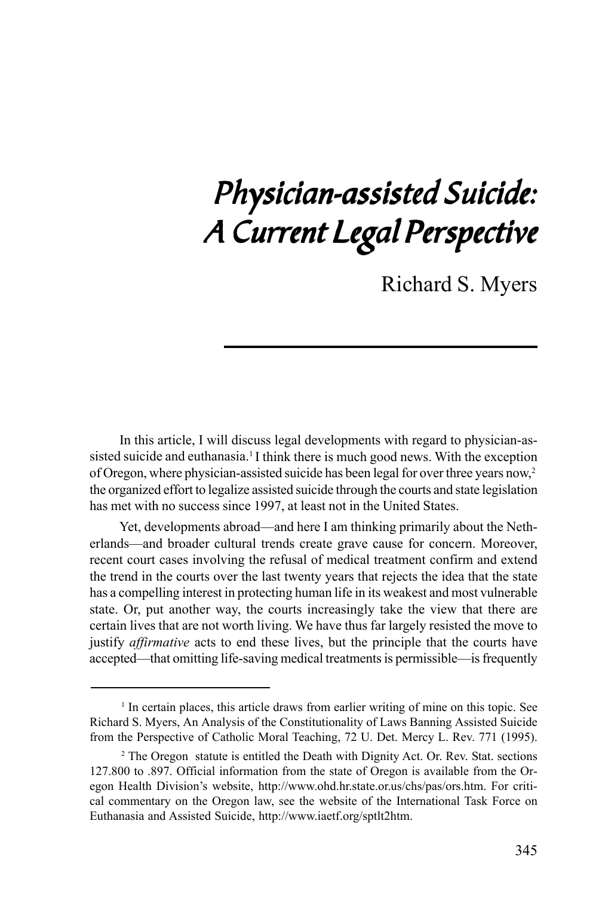# *Physician-assisted Suicide: A Current Legal Perspective*

Richard S. Myers

In this article, I will discuss legal developments with regard to physician-assisted suicide and euthanasia.[1] I think there is much good news. With the exception of Oregon, where physician-assisted suicide has been legal for over three years now,[2] the organized effort to legalize assisted suicide through the courts and state legislation has met with no success since 1997, at least not in the United States.

Yet, developments abroad—and here I am thinking primarily about the Netherlands—and broader cultural trends create grave cause for concern. Moreover, recent court cases involving the refusal of medical treatment confirm and extend the trend in the courts over the last twenty years that rejects the idea that the state has a compelling interest in protecting human life in its weakest and most vulnerable state. Or, put another way, the courts increasingly take the view that there are certain lives that are not worth living. We have thus far largely resisted the move to justify *affirmative* acts to end these lives, but the principle that the courts have accepted—that omitting life-saving medical treatments is permissible—is frequently

---

[1] In certain places, this article draws from earlier writing of mine on this topic. See Richard S. Myers, An Analysis of the Constitutionality of Laws Banning Assisted Suicide from the Perspective of Catholic Moral Teaching, 72 U. Det. Mercy L. Rev. 771 (1995).

[2] The Oregon statute is entitled the Death with Dignity Act. Or. Rev. Stat. sections 127.800 to .897. Official information from the state of Oregon is available from the Oregon Health Division's website, http://www.ohd.hr.state.or.us/chs/pas/ors.htm. For critical commentary on the Oregon law, see the website of the International Task Force on Euthanasia and Assisted Suicide, http://www.iaetf.org/sptlt2htm.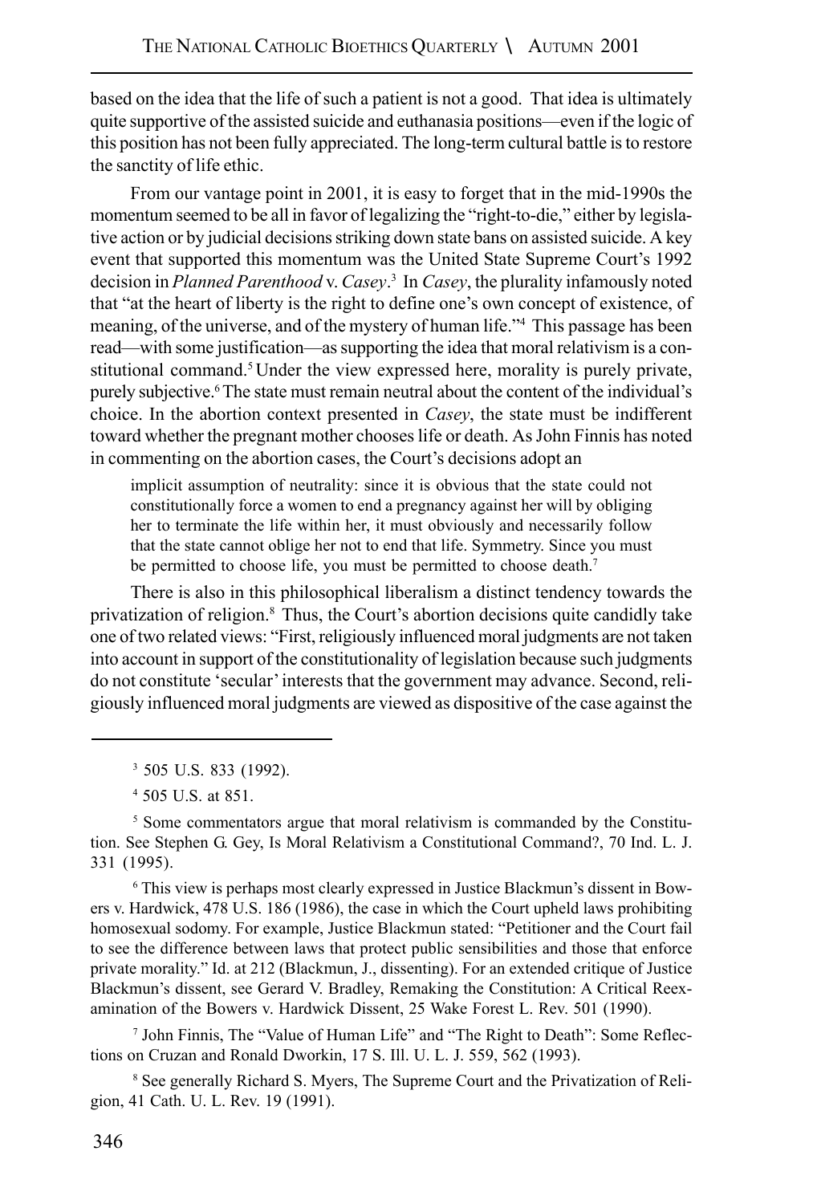based on the idea that the life of such a patient is not a good. That idea is ultimately quite supportive of the assisted suicide and euthanasia positions—even if the logic of this position has not been fully appreciated. The long-term cultural battle is to restore the sanctity of life ethic.

From our vantage point in 2001, it is easy to forget that in the mid-1990s the momentum seemed to be all in favor of legalizing the "right-to-die," either by legislative action or by judicial decisions striking down state bans on assisted suicide. A key event that supported this momentum was the United State Supreme Court's 1992 decision in *Planned Parenthood* v. *Casey*.[3] In *Casey*, the plurality infamously noted that "at the heart of liberty is the right to define one's own concept of existence, of meaning, of the universe, and of the mystery of human life."[4] This passage has been read—with some justification—as supporting the idea that moral relativism is a constitutional command.[5] Under the view expressed here, morality is purely private, purely subjective.[6] The state must remain neutral about the content of the individual's choice. In the abortion context presented in *Casey*, the state must be indifferent toward whether the pregnant mother chooses life or death. As John Finnis has noted in commenting on the abortion cases, the Court's decisions adopt an

> implicit assumption of neutrality: since it is obvious that the state could not constitutionally force a women to end a pregnancy against her will by obliging her to terminate the life within her, it must obviously and necessarily follow that the state cannot oblige her not to end that life. Symmetry. Since you must be permitted to choose life, you must be permitted to choose death.[7]

There is also in this philosophical liberalism a distinct tendency towards the privatization of religion.[8] Thus, the Court's abortion decisions quite candidly take one of two related views: "First, religiously influenced moral judgments are not taken into account in support of the constitutionality of legislation because such judgments do not constitute 'secular' interests that the government may advance. Second, religiously influenced moral judgments are viewed as dispositive of the case against the

---

[3] 505 U.S. 833 (1992).

[4] 505 U.S. at 851.

[5] Some commentators argue that moral relativism is commanded by the Constitution. See Stephen G. Gey, Is Moral Relativism a Constitutional Command?, 70 Ind. L. J. 331 (1995).

[6] This view is perhaps most clearly expressed in Justice Blackmun's dissent in Bowers v. Hardwick, 478 U.S. 186 (1986), the case in which the Court upheld laws prohibiting homosexual sodomy. For example, Justice Blackmun stated: "Petitioner and the Court fail to see the difference between laws that protect public sensibilities and those that enforce private morality." Id. at 212 (Blackmun, J., dissenting). For an extended critique of Justice Blackmun's dissent, see Gerard V. Bradley, Remaking the Constitution: A Critical Reexamination of the Bowers v. Hardwick Dissent, 25 Wake Forest L. Rev. 501 (1990).

[7] John Finnis, The "Value of Human Life" and "The Right to Death": Some Reflections on Cruzan and Ronald Dworkin, 17 S. Ill. U. L. J. 559, 562 (1993).

[8] See generally Richard S. Myers, The Supreme Court and the Privatization of Religion, 41 Cath. U. L. Rev. 19 (1991).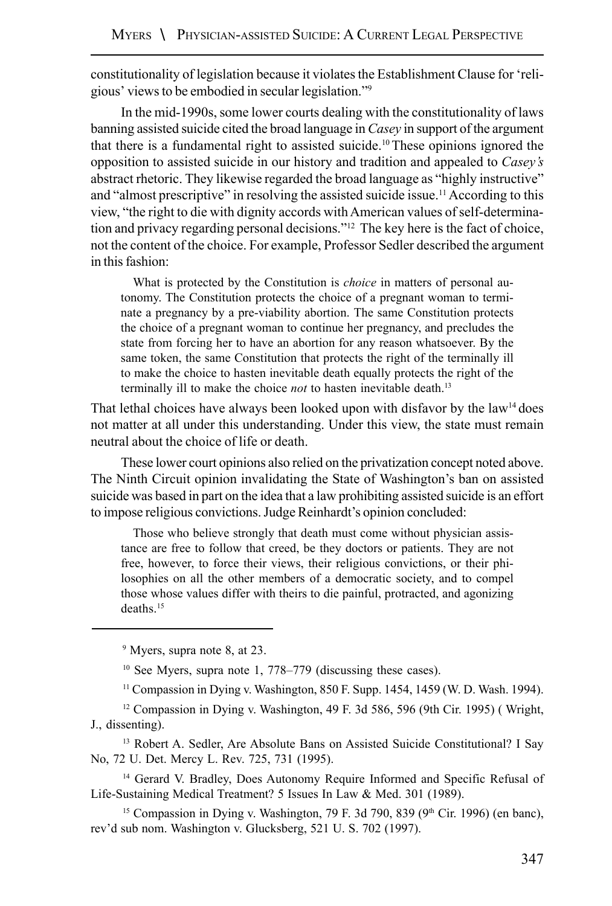constitutionality of legislation because it violates the Establishment Clause for 'religious' views to be embodied in secular legislation."[9]

In the mid-1990s, some lower courts dealing with the constitutionality of laws banning assisted suicide cited the broad language in *Casey* in support of the argument that there is a fundamental right to assisted suicide.[10] These opinions ignored the opposition to assisted suicide in our history and tradition and appealed to *Casey's* abstract rhetoric. They likewise regarded the broad language as "highly instructive" and "almost prescriptive" in resolving the assisted suicide issue.[11] According to this view, "the right to die with dignity accords with American values of self-determination and privacy regarding personal decisions."[12] The key here is the fact of choice, not the content of the choice. For example, Professor Sedler described the argument in this fashion:

> What is protected by the Constitution is *choice* in matters of personal autonomy. The Constitution protects the choice of a pregnant woman to terminate a pregnancy by a pre-viability abortion. The same Constitution protects the choice of a pregnant woman to continue her pregnancy, and precludes the state from forcing her to have an abortion for any reason whatsoever. By the same token, the same Constitution that protects the right of the terminally ill to make the choice to hasten inevitable death equally protects the right of the terminally ill to make the choice *not* to hasten inevitable death.[13]

That lethal choices have always been looked upon with disfavor by the law[14] does not matter at all under this understanding. Under this view, the state must remain neutral about the choice of life or death.

These lower court opinions also relied on the privatization concept noted above. The Ninth Circuit opinion invalidating the State of Washington's ban on assisted suicide was based in part on the idea that a law prohibiting assisted suicide is an effort to impose religious convictions. Judge Reinhardt's opinion concluded:

> Those who believe strongly that death must come without physician assistance are free to follow that creed, be they doctors or patients. They are not free, however, to force their views, their religious convictions, or their philosophies on all the other members of a democratic society, and to compel those whose values differ with theirs to die painful, protracted, and agonizing deaths.[15]

---

[9] Myers, supra note 8, at 23.

[10] See Myers, supra note 1, 778–779 (discussing these cases).

[11] Compassion in Dying v. Washington, 850 F. Supp. 1454, 1459 (W. D. Wash. 1994).

[12] Compassion in Dying v. Washington, 49 F. 3d 586, 596 (9th Cir. 1995) ( Wright, J., dissenting).

[13] Robert A. Sedler, Are Absolute Bans on Assisted Suicide Constitutional? I Say No, 72 U. Det. Mercy L. Rev. 725, 731 (1995).

[14] Gerard V. Bradley, Does Autonomy Require Informed and Specific Refusal of Life-Sustaining Medical Treatment? 5 Issues In Law & Med. 301 (1989).

[15] Compassion in Dying v. Washington, 79 F. 3d 790, 839 (9th Cir. 1996) (en banc), rev'd sub nom. Washington v. Glucksberg, 521 U. S. 702 (1997).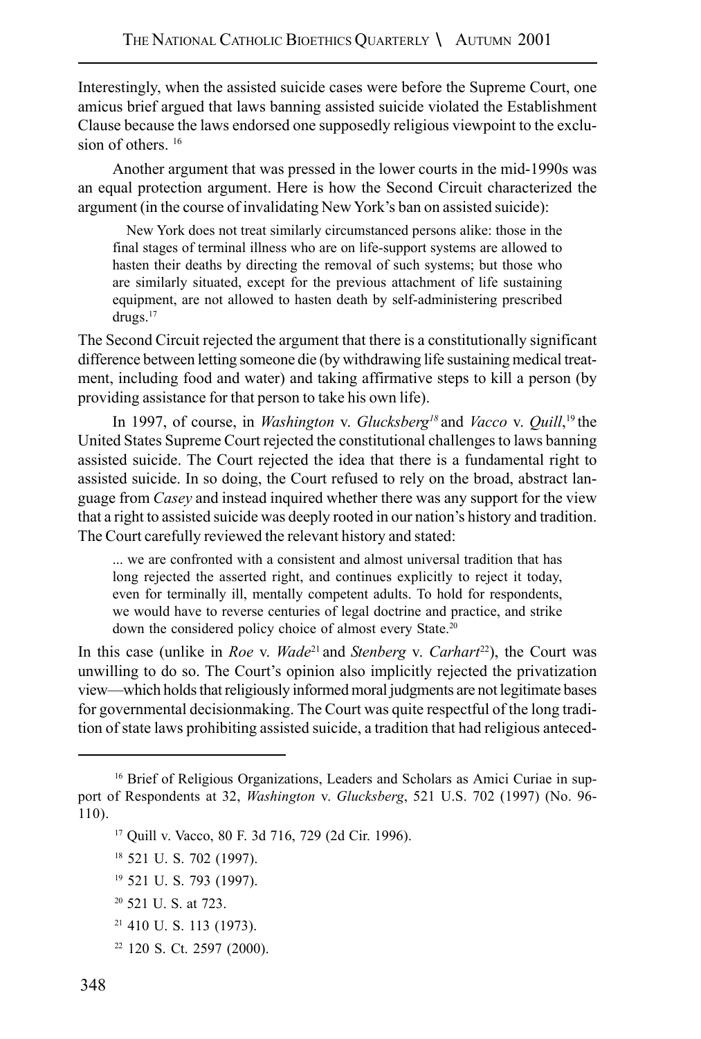Interestingly, when the assisted suicide cases were before the Supreme Court, one amicus brief argued that laws banning assisted suicide violated the Establishment Clause because the laws endorsed one supposedly religious viewpoint to the exclusion of others. [16]

Another argument that was pressed in the lower courts in the mid-1990s was an equal protection argument. Here is how the Second Circuit characterized the argument (in the course of invalidating New York's ban on assisted suicide):

> New York does not treat similarly circumstanced persons alike: those in the final stages of terminal illness who are on life-support systems are allowed to hasten their deaths by directing the removal of such systems; but those who are similarly situated, except for the previous attachment of life sustaining equipment, are not allowed to hasten death by self-administering prescribed drugs.[17]

The Second Circuit rejected the argument that there is a constitutionally significant difference between letting someone die (by withdrawing life sustaining medical treatment, including food and water) and taking affirmative steps to kill a person (by providing assistance for that person to take his own life).

In 1997, of course, in *Washington* v. *Glucksberg*[18] and *Vacco* v. *Quill*,[19] the United States Supreme Court rejected the constitutional challenges to laws banning assisted suicide. The Court rejected the idea that there is a fundamental right to assisted suicide. In so doing, the Court refused to rely on the broad, abstract language from *Casey* and instead inquired whether there was any support for the view that a right to assisted suicide was deeply rooted in our nation's history and tradition. The Court carefully reviewed the relevant history and stated:

> ... we are confronted with a consistent and almost universal tradition that has long rejected the asserted right, and continues explicitly to reject it today, even for terminally ill, mentally competent adults. To hold for respondents, we would have to reverse centuries of legal doctrine and practice, and strike down the considered policy choice of almost every State.[20]

In this case (unlike in *Roe* v. *Wade*[21] and *Stenberg* v. *Carhart*[22]), the Court was unwilling to do so. The Court's opinion also implicitly rejected the privatization view—which holds that religiously informed moral judgments are not legitimate bases for governmental decisionmaking. The Court was quite respectful of the long tradition of state laws prohibiting assisted suicide, a tradition that had religious anteced-

---

[16] Brief of Religious Organizations, Leaders and Scholars as Amici Curiae in support of Respondents at 32, *Washington* v. *Glucksberg*, 521 U.S. 702 (1997) (No. 96-110).

[17] Quill v. Vacco, 80 F. 3d 716, 729 (2d Cir. 1996).

[18] 521 U. S. 702 (1997).

[19] 521 U. S. 793 (1997).

[20] 521 U. S. at 723.

[21] 410 U. S. 113 (1973).

[22] 120 S. Ct. 2597 (2000).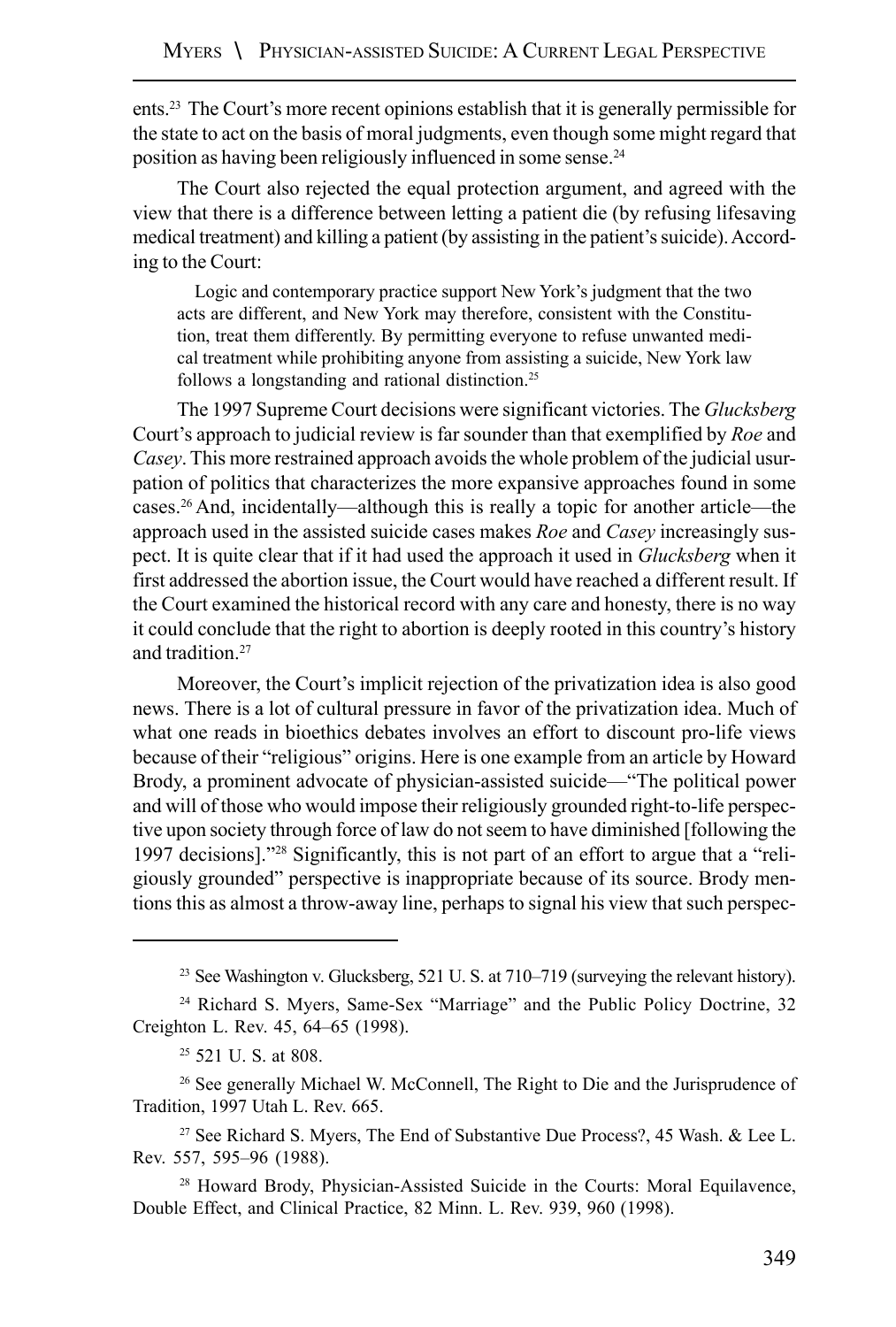ents.[23] The Court's more recent opinions establish that it is generally permissible for the state to act on the basis of moral judgments, even though some might regard that position as having been religiously influenced in some sense.[24]

The Court also rejected the equal protection argument, and agreed with the view that there is a difference between letting a patient die (by refusing lifesaving medical treatment) and killing a patient (by assisting in the patient's suicide). According to the Court:

> Logic and contemporary practice support New York's judgment that the two acts are different, and New York may therefore, consistent with the Constitution, treat them differently. By permitting everyone to refuse unwanted medical treatment while prohibiting anyone from assisting a suicide, New York law follows a longstanding and rational distinction.[25]

The 1997 Supreme Court decisions were significant victories. The *Glucksberg* Court's approach to judicial review is far sounder than that exemplified by *Roe* and *Casey*. This more restrained approach avoids the whole problem of the judicial usurpation of politics that characterizes the more expansive approaches found in some cases.[26] And, incidentally—although this is really a topic for another article—the approach used in the assisted suicide cases makes *Roe* and *Casey* increasingly suspect. It is quite clear that if it had used the approach it used in *Glucksberg* when it first addressed the abortion issue, the Court would have reached a different result. If the Court examined the historical record with any care and honesty, there is no way it could conclude that the right to abortion is deeply rooted in this country's history and tradition.[27]

Moreover, the Court's implicit rejection of the privatization idea is also good news. There is a lot of cultural pressure in favor of the privatization idea. Much of what one reads in bioethics debates involves an effort to discount pro-life views because of their "religious" origins. Here is one example from an article by Howard Brody, a prominent advocate of physician-assisted suicide—"The political power and will of those who would impose their religiously grounded right-to-life perspective upon society through force of law do not seem to have diminished [following the 1997 decisions]."[28] Significantly, this is not part of an effort to argue that a "religiously grounded" perspective is inappropriate because of its source. Brody mentions this as almost a throw-away line, perhaps to signal his view that such perspec-

---

[23] See Washington v. Glucksberg, 521 U. S. at 710–719 (surveying the relevant history).

[24] Richard S. Myers, Same-Sex "Marriage" and the Public Policy Doctrine, 32 Creighton L. Rev. 45, 64–65 (1998).

[25] 521 U. S. at 808.

[26] See generally Michael W. McConnell, The Right to Die and the Jurisprudence of Tradition, 1997 Utah L. Rev. 665.

[27] See Richard S. Myers, The End of Substantive Due Process?, 45 Wash. & Lee L. Rev. 557, 595–96 (1988).

[28] Howard Brody, Physician-Assisted Suicide in the Courts: Moral Equilavence, Double Effect, and Clinical Practice, 82 Minn. L. Rev. 939, 960 (1998).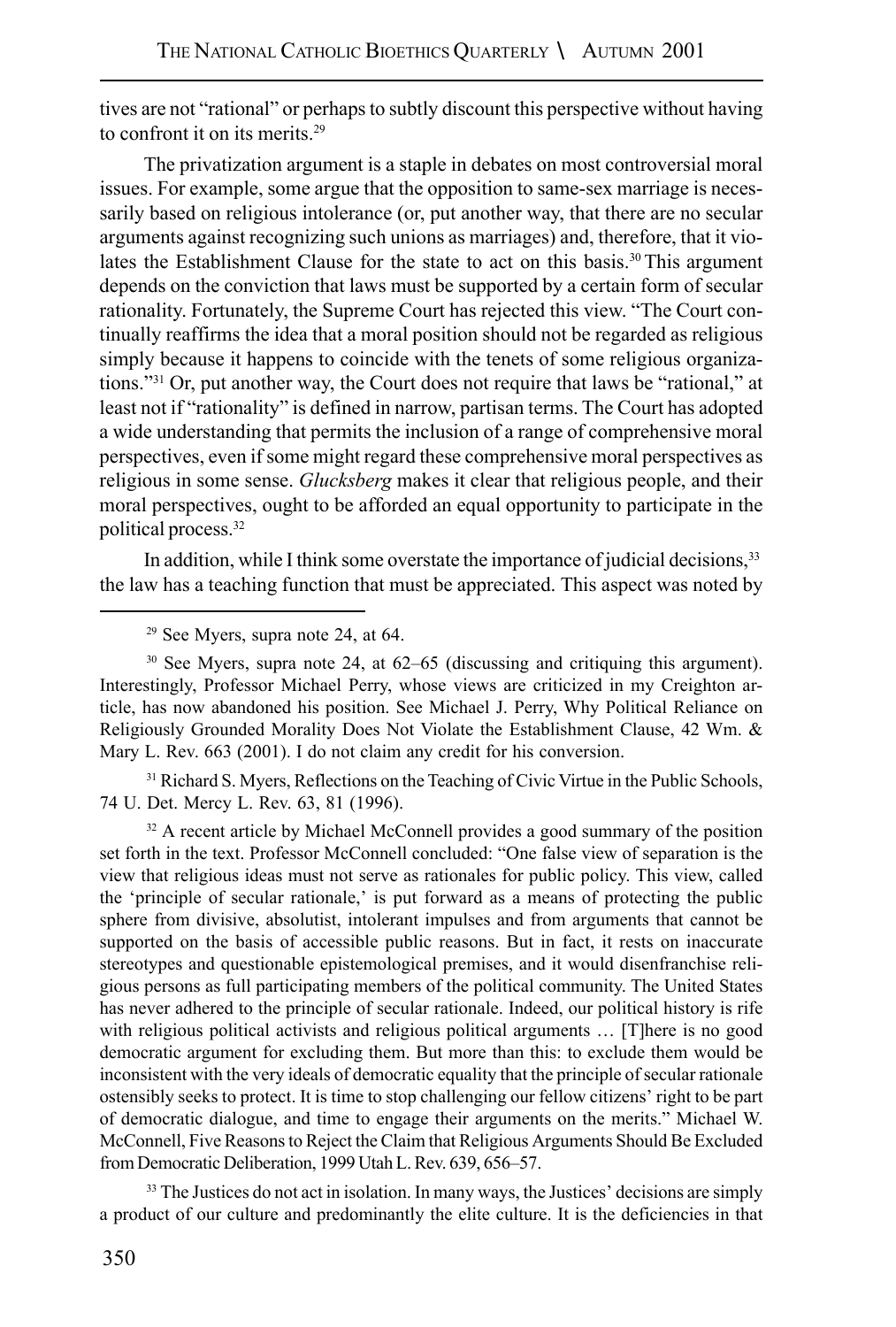tives are not "rational" or perhaps to subtly discount this perspective without having to confront it on its merits.[29]

The privatization argument is a staple in debates on most controversial moral issues. For example, some argue that the opposition to same-sex marriage is necessarily based on religious intolerance (or, put another way, that there are no secular arguments against recognizing such unions as marriages) and, therefore, that it violates the Establishment Clause for the state to act on this basis.[30] This argument depends on the conviction that laws must be supported by a certain form of secular rationality. Fortunately, the Supreme Court has rejected this view. "The Court continually reaffirms the idea that a moral position should not be regarded as religious simply because it happens to coincide with the tenets of some religious organizations."[31] Or, put another way, the Court does not require that laws be "rational," at least not if "rationality" is defined in narrow, partisan terms. The Court has adopted a wide understanding that permits the inclusion of a range of comprehensive moral perspectives, even if some might regard these comprehensive moral perspectives as religious in some sense. *Glucksberg* makes it clear that religious people, and their moral perspectives, ought to be afforded an equal opportunity to participate in the political process.[32]

In addition, while I think some overstate the importance of judicial decisions,[33] the law has a teaching function that must be appreciated. This aspect was noted by

---

[29] See Myers, supra note 24, at 64.

[30] See Myers, supra note 24, at 62–65 (discussing and critiquing this argument). Interestingly, Professor Michael Perry, whose views are criticized in my Creighton article, has now abandoned his position. See Michael J. Perry, Why Political Reliance on Religiously Grounded Morality Does Not Violate the Establishment Clause, 42 Wm. & Mary L. Rev. 663 (2001). I do not claim any credit for his conversion.

[31] Richard S. Myers, Reflections on the Teaching of Civic Virtue in the Public Schools, 74 U. Det. Mercy L. Rev. 63, 81 (1996).

[32] A recent article by Michael McConnell provides a good summary of the position set forth in the text. Professor McConnell concluded: "One false view of separation is the view that religious ideas must not serve as rationales for public policy. This view, called the 'principle of secular rationale,' is put forward as a means of protecting the public sphere from divisive, absolutist, intolerant impulses and from arguments that cannot be supported on the basis of accessible public reasons. But in fact, it rests on inaccurate stereotypes and questionable epistemological premises, and it would disenfranchise religious persons as full participating members of the political community. The United States has never adhered to the principle of secular rationale. Indeed, our political history is rife with religious political activists and religious political arguments … [T]here is no good democratic argument for excluding them. But more than this: to exclude them would be inconsistent with the very ideals of democratic equality that the principle of secular rationale ostensibly seeks to protect. It is time to stop challenging our fellow citizens' right to be part of democratic dialogue, and time to engage their arguments on the merits." Michael W. McConnell, Five Reasons to Reject the Claim that Religious Arguments Should Be Excluded from Democratic Deliberation, 1999 Utah L. Rev. 639, 656–57.

[33] The Justices do not act in isolation. In many ways, the Justices' decisions are simply a product of our culture and predominantly the elite culture. It is the deficiencies in that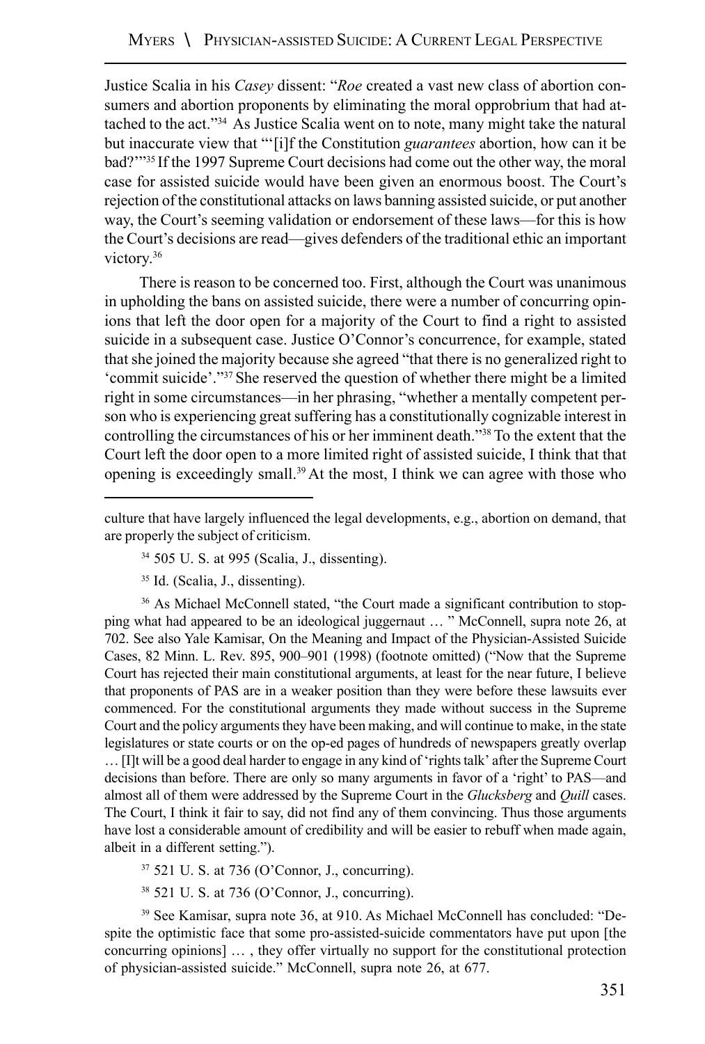Justice Scalia in his *Casey* dissent: "*Roe* created a vast new class of abortion consumers and abortion proponents by eliminating the moral opprobrium that had attached to the act."[34] As Justice Scalia went on to note, many might take the natural but inaccurate view that "'[i]f the Constitution *guarantees* abortion, how can it be bad?'"[35] If the 1997 Supreme Court decisions had come out the other way, the moral case for assisted suicide would have been given an enormous boost. The Court's rejection of the constitutional attacks on laws banning assisted suicide, or put another way, the Court's seeming validation or endorsement of these laws—for this is how the Court's decisions are read—gives defenders of the traditional ethic an important victory.[36]

There is reason to be concerned too. First, although the Court was unanimous in upholding the bans on assisted suicide, there were a number of concurring opinions that left the door open for a majority of the Court to find a right to assisted suicide in a subsequent case. Justice O'Connor's concurrence, for example, stated that she joined the majority because she agreed "that there is no generalized right to 'commit suicide'."[37] She reserved the question of whether there might be a limited right in some circumstances—in her phrasing, "whether a mentally competent person who is experiencing great suffering has a constitutionally cognizable interest in controlling the circumstances of his or her imminent death."[38] To the extent that the Court left the door open to a more limited right of assisted suicide, I think that that opening is exceedingly small.[39] At the most, I think we can agree with those who

---

culture that have largely influenced the legal developments, e.g., abortion on demand, that are properly the subject of criticism.

[34] 505 U. S. at 995 (Scalia, J., dissenting).

[35] Id. (Scalia, J., dissenting).

[36] As Michael McConnell stated, "the Court made a significant contribution to stopping what had appeared to be an ideological juggernaut … " McConnell, supra note 26, at 702. See also Yale Kamisar, On the Meaning and Impact of the Physician-Assisted Suicide Cases, 82 Minn. L. Rev. 895, 900–901 (1998) (footnote omitted) ("Now that the Supreme Court has rejected their main constitutional arguments, at least for the near future, I believe that proponents of PAS are in a weaker position than they were before these lawsuits ever commenced. For the constitutional arguments they made without success in the Supreme Court and the policy arguments they have been making, and will continue to make, in the state legislatures or state courts or on the op-ed pages of hundreds of newspapers greatly overlap … [I]t will be a good deal harder to engage in any kind of 'rights talk' after the Supreme Court decisions than before. There are only so many arguments in favor of a 'right' to PAS—and almost all of them were addressed by the Supreme Court in the *Glucksberg* and *Quill* cases. The Court, I think it fair to say, did not find any of them convincing. Thus those arguments have lost a considerable amount of credibility and will be easier to rebuff when made again, albeit in a different setting.").

[37] 521 U. S. at 736 (O'Connor, J., concurring).

[38] 521 U. S. at 736 (O'Connor, J., concurring).

[39] See Kamisar, supra note 36, at 910. As Michael McConnell has concluded: "Despite the optimistic face that some pro-assisted-suicide commentators have put upon [the concurring opinions] … , they offer virtually no support for the constitutional protection of physician-assisted suicide." McConnell, supra note 26, at 677.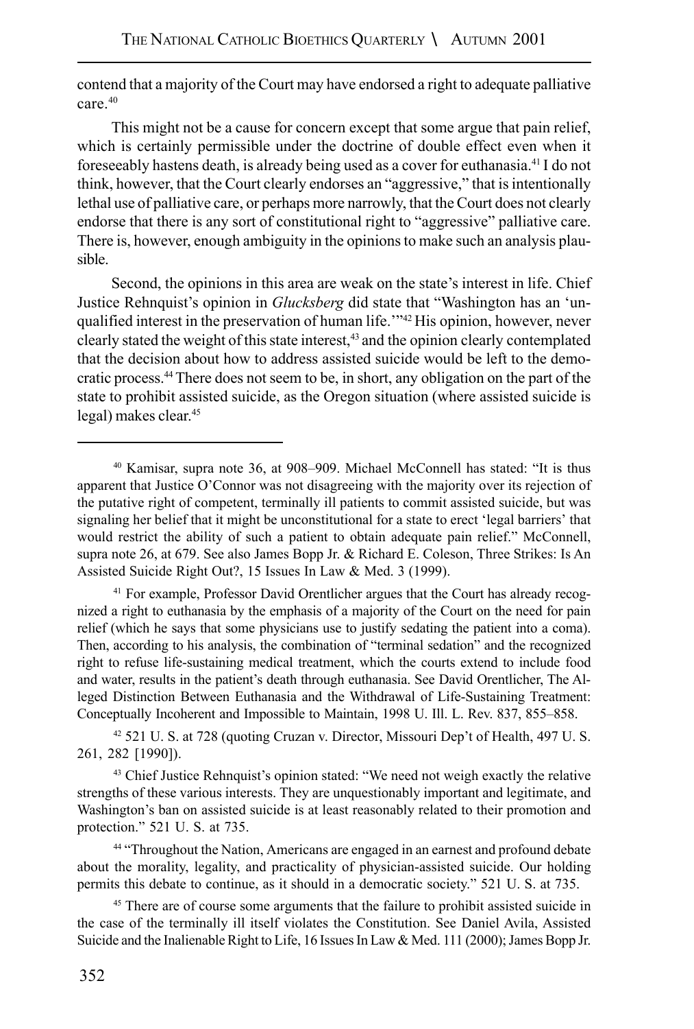contend that a majority of the Court may have endorsed a right to adequate palliative care.[40]

This might not be a cause for concern except that some argue that pain relief, which is certainly permissible under the doctrine of double effect even when it foreseeably hastens death, is already being used as a cover for euthanasia.[41] I do not think, however, that the Court clearly endorses an "aggressive," that is intentionally lethal use of palliative care, or perhaps more narrowly, that the Court does not clearly endorse that there is any sort of constitutional right to "aggressive" palliative care. There is, however, enough ambiguity in the opinions to make such an analysis plausible.

Second, the opinions in this area are weak on the state's interest in life. Chief Justice Rehnquist's opinion in *Glucksberg* did state that "Washington has an 'unqualified interest in the preservation of human life.'"[42] His opinion, however, never clearly stated the weight of this state interest,[43] and the opinion clearly contemplated that the decision about how to address assisted suicide would be left to the democratic process.[44] There does not seem to be, in short, any obligation on the part of the state to prohibit assisted suicide, as the Oregon situation (where assisted suicide is legal) makes clear.[45]

---

[40] Kamisar, supra note 36, at 908–909. Michael McConnell has stated: "It is thus apparent that Justice O'Connor was not disagreeing with the majority over its rejection of the putative right of competent, terminally ill patients to commit assisted suicide, but was signaling her belief that it might be unconstitutional for a state to erect 'legal barriers' that would restrict the ability of such a patient to obtain adequate pain relief." McConnell, supra note 26, at 679. See also James Bopp Jr. & Richard E. Coleson, Three Strikes: Is An Assisted Suicide Right Out?, 15 Issues In Law & Med. 3 (1999).

[41] For example, Professor David Orentlicher argues that the Court has already recognized a right to euthanasia by the emphasis of a majority of the Court on the need for pain relief (which he says that some physicians use to justify sedating the patient into a coma). Then, according to his analysis, the combination of "terminal sedation" and the recognized right to refuse life-sustaining medical treatment, which the courts extend to include food and water, results in the patient's death through euthanasia. See David Orentlicher, The Alleged Distinction Between Euthanasia and the Withdrawal of Life-Sustaining Treatment: Conceptually Incoherent and Impossible to Maintain, 1998 U. Ill. L. Rev. 837, 855–858.

[42] 521 U. S. at 728 (quoting Cruzan v. Director, Missouri Dep't of Health, 497 U. S. 261, 282 [1990]).

[43] Chief Justice Rehnquist's opinion stated: "We need not weigh exactly the relative strengths of these various interests. They are unquestionably important and legitimate, and Washington's ban on assisted suicide is at least reasonably related to their promotion and protection." 521 U. S. at 735.

[44] "Throughout the Nation, Americans are engaged in an earnest and profound debate about the morality, legality, and practicality of physician-assisted suicide. Our holding permits this debate to continue, as it should in a democratic society." 521 U. S. at 735.

[45] There are of course some arguments that the failure to prohibit assisted suicide in the case of the terminally ill itself violates the Constitution. See Daniel Avila, Assisted Suicide and the Inalienable Right to Life, 16 Issues In Law & Med. 111 (2000); James Bopp Jr.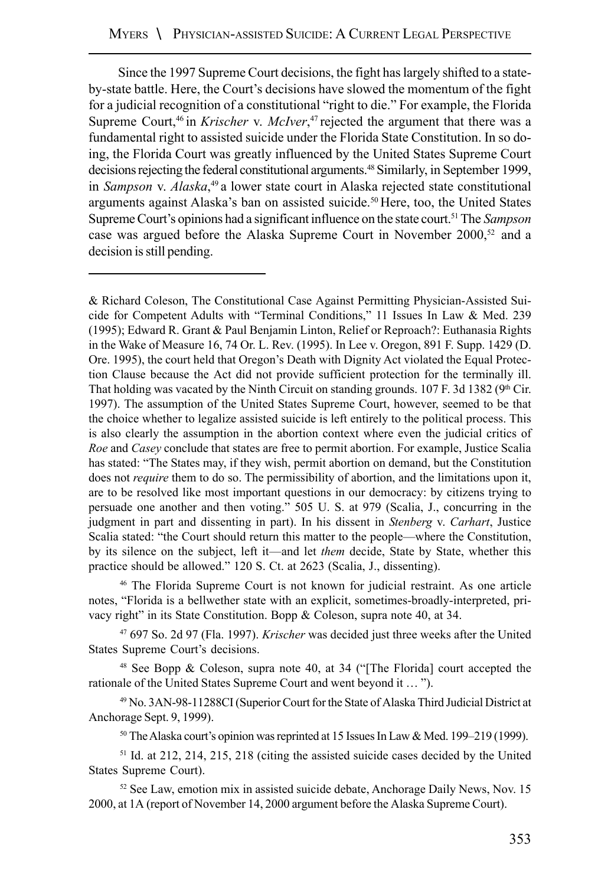Since the 1997 Supreme Court decisions, the fight has largely shifted to a state-by-state battle. Here, the Court's decisions have slowed the momentum of the fight for a judicial recognition of a constitutional "right to die." For example, the Florida Supreme Court,[46] in *Krischer* v. *McIver*,[47] rejected the argument that there was a fundamental right to assisted suicide under the Florida State Constitution. In so doing, the Florida Court was greatly influenced by the United States Supreme Court decisions rejecting the federal constitutional arguments.[48] Similarly, in September 1999, in *Sampson* v. *Alaska*,[49] a lower state court in Alaska rejected state constitutional arguments against Alaska's ban on assisted suicide.[50] Here, too, the United States Supreme Court's opinions had a significant influence on the state court.[51] The *Sampson* case was argued before the Alaska Supreme Court in November 2000,[52] and a decision is still pending.

---

& Richard Coleson, The Constitutional Case Against Permitting Physician-Assisted Suicide for Competent Adults with "Terminal Conditions," 11 Issues In Law & Med. 239 (1995); Edward R. Grant & Paul Benjamin Linton, Relief or Reproach?: Euthanasia Rights in the Wake of Measure 16, 74 Or. L. Rev. (1995). In Lee v. Oregon, 891 F. Supp. 1429 (D. Ore. 1995), the court held that Oregon's Death with Dignity Act violated the Equal Protection Clause because the Act did not provide sufficient protection for the terminally ill. That holding was vacated by the Ninth Circuit on standing grounds. 107 F. 3d 1382 (9th Cir. 1997). The assumption of the United States Supreme Court, however, seemed to be that the choice whether to legalize assisted suicide is left entirely to the political process. This is also clearly the assumption in the abortion context where even the judicial critics of *Roe* and *Casey* conclude that states are free to permit abortion. For example, Justice Scalia has stated: "The States may, if they wish, permit abortion on demand, but the Constitution does not *require* them to do so. The permissibility of abortion, and the limitations upon it, are to be resolved like most important questions in our democracy: by citizens trying to persuade one another and then voting." 505 U. S. at 979 (Scalia, J., concurring in the judgment in part and dissenting in part). In his dissent in *Stenberg* v. *Carhart*, Justice Scalia stated: "the Court should return this matter to the people—where the Constitution, by its silence on the subject, left it—and let *them* decide, State by State, whether this practice should be allowed." 120 S. Ct. at 2623 (Scalia, J., dissenting).

[46] The Florida Supreme Court is not known for judicial restraint. As one article notes, "Florida is a bellwether state with an explicit, sometimes-broadly-interpreted, privacy right" in its State Constitution. Bopp & Coleson, supra note 40, at 34.

[47] 697 So. 2d 97 (Fla. 1997). *Krischer* was decided just three weeks after the United States Supreme Court's decisions.

[48] See Bopp & Coleson, supra note 40, at 34 ("[The Florida] court accepted the rationale of the United States Supreme Court and went beyond it … ").

[49] No. 3AN-98-11288CI (Superior Court for the State of Alaska Third Judicial District at Anchorage Sept. 9, 1999).

[50] The Alaska court's opinion was reprinted at 15 Issues In Law & Med. 199–219 (1999).

[51] Id. at 212, 214, 215, 218 (citing the assisted suicide cases decided by the United States Supreme Court).

[52] See Law, emotion mix in assisted suicide debate, Anchorage Daily News, Nov. 15 2000, at 1A (report of November 14, 2000 argument before the Alaska Supreme Court).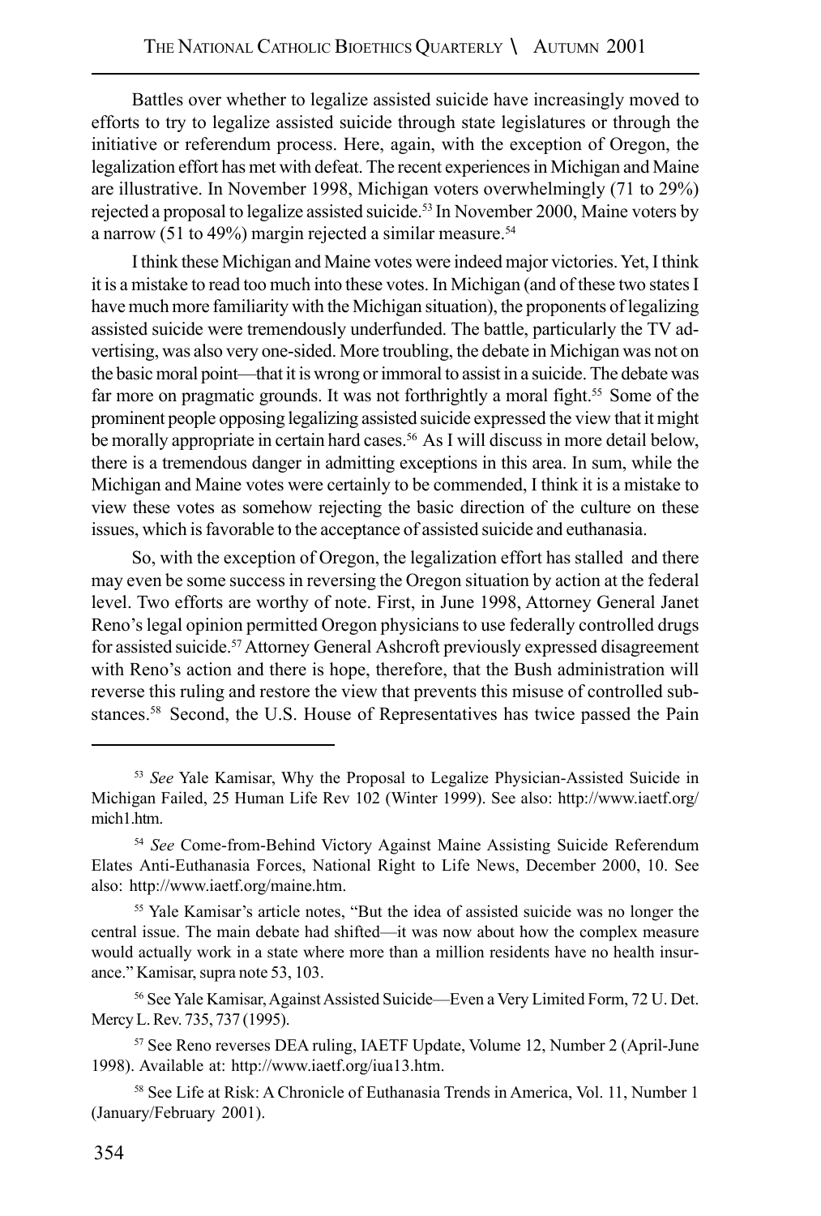Battles over whether to legalize assisted suicide have increasingly moved to efforts to try to legalize assisted suicide through state legislatures or through the initiative or referendum process. Here, again, with the exception of Oregon, the legalization effort has met with defeat. The recent experiences in Michigan and Maine are illustrative. In November 1998, Michigan voters overwhelmingly (71 to 29%) rejected a proposal to legalize assisted suicide.[53] In November 2000, Maine voters by a narrow (51 to 49%) margin rejected a similar measure.[54]

I think these Michigan and Maine votes were indeed major victories. Yet, I think it is a mistake to read too much into these votes. In Michigan (and of these two states I have much more familiarity with the Michigan situation), the proponents of legalizing assisted suicide were tremendously underfunded. The battle, particularly the TV advertising, was also very one-sided. More troubling, the debate in Michigan was not on the basic moral point—that it is wrong or immoral to assist in a suicide. The debate was far more on pragmatic grounds. It was not forthrightly a moral fight.[55] Some of the prominent people opposing legalizing assisted suicide expressed the view that it might be morally appropriate in certain hard cases.[56] As I will discuss in more detail below, there is a tremendous danger in admitting exceptions in this area. In sum, while the Michigan and Maine votes were certainly to be commended, I think it is a mistake to view these votes as somehow rejecting the basic direction of the culture on these issues, which is favorable to the acceptance of assisted suicide and euthanasia.

So, with the exception of Oregon, the legalization effort has stalled and there may even be some success in reversing the Oregon situation by action at the federal level. Two efforts are worthy of note. First, in June 1998, Attorney General Janet Reno's legal opinion permitted Oregon physicians to use federally controlled drugs for assisted suicide.[57] Attorney General Ashcroft previously expressed disagreement with Reno's action and there is hope, therefore, that the Bush administration will reverse this ruling and restore the view that prevents this misuse of controlled substances.[58] Second, the U.S. House of Representatives has twice passed the Pain

---

[53] *See* Yale Kamisar, Why the Proposal to Legalize Physician-Assisted Suicide in Michigan Failed, 25 Human Life Rev 102 (Winter 1999). See also: http://www.iaetf.org/mich1.htm.

[54] *See* Come-from-Behind Victory Against Maine Assisting Suicide Referendum Elates Anti-Euthanasia Forces, National Right to Life News, December 2000, 10. See also: http://www.iaetf.org/maine.htm.

[55] Yale Kamisar's article notes, "But the idea of assisted suicide was no longer the central issue. The main debate had shifted—it was now about how the complex measure would actually work in a state where more than a million residents have no health insurance." Kamisar, supra note 53, 103.

[56] See Yale Kamisar, Against Assisted Suicide—Even a Very Limited Form, 72 U. Det. Mercy L. Rev. 735, 737 (1995).

[57] See Reno reverses DEA ruling, IAETF Update, Volume 12, Number 2 (April-June 1998). Available at: http://www.iaetf.org/iua13.htm.

[58] See Life at Risk: A Chronicle of Euthanasia Trends in America, Vol. 11, Number 1 (January/February 2001).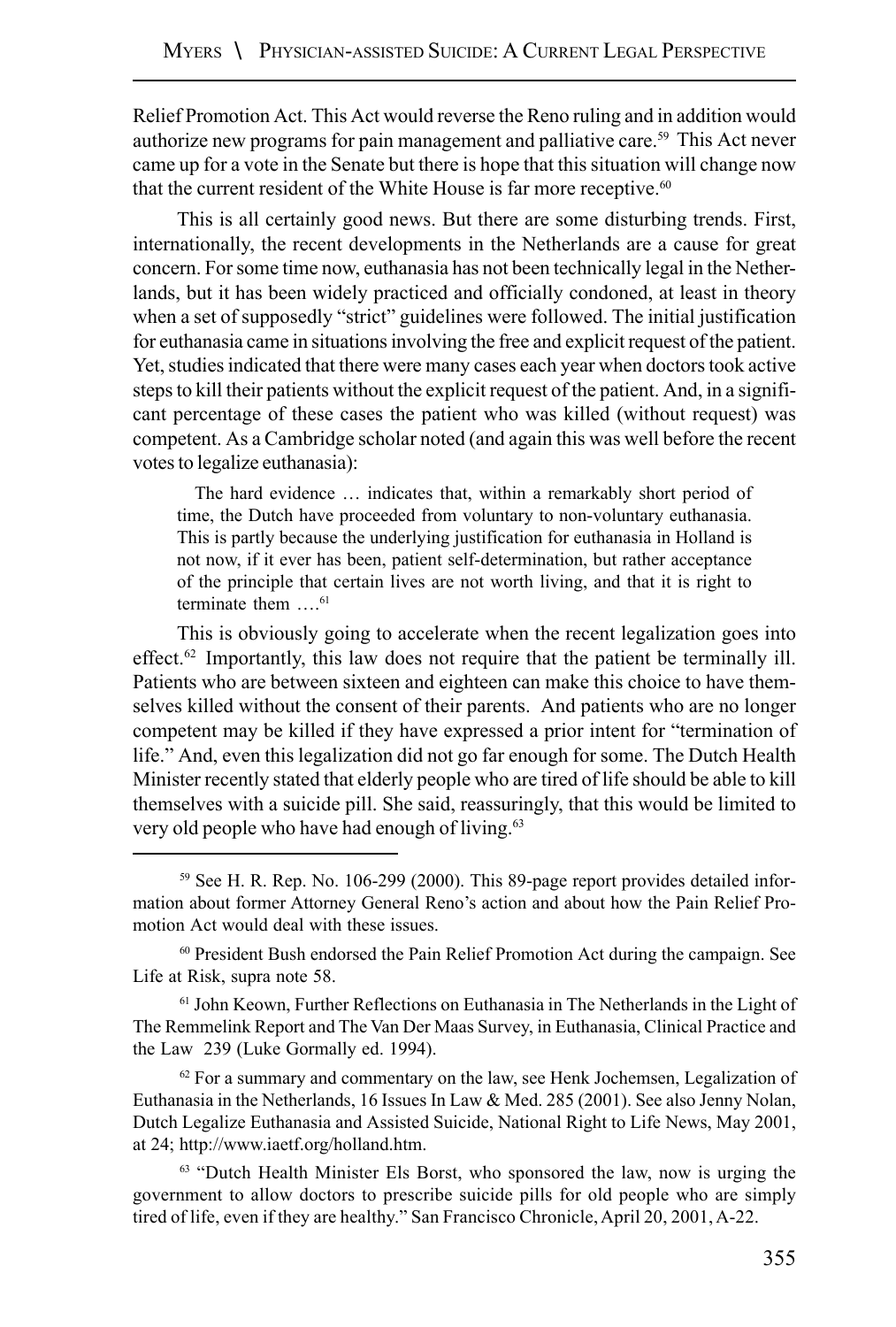Relief Promotion Act. This Act would reverse the Reno ruling and in addition would authorize new programs for pain management and palliative care.[59] This Act never came up for a vote in the Senate but there is hope that this situation will change now that the current resident of the White House is far more receptive.[60]

This is all certainly good news. But there are some disturbing trends. First, internationally, the recent developments in the Netherlands are a cause for great concern. For some time now, euthanasia has not been technically legal in the Netherlands, but it has been widely practiced and officially condoned, at least in theory when a set of supposedly "strict" guidelines were followed. The initial justification for euthanasia came in situations involving the free and explicit request of the patient. Yet, studies indicated that there were many cases each year when doctors took active steps to kill their patients without the explicit request of the patient. And, in a significant percentage of these cases the patient who was killed (without request) was competent. As a Cambridge scholar noted (and again this was well before the recent votes to legalize euthanasia):

> The hard evidence … indicates that, within a remarkably short period of time, the Dutch have proceeded from voluntary to non-voluntary euthanasia. This is partly because the underlying justification for euthanasia in Holland is not now, if it ever has been, patient self-determination, but rather acceptance of the principle that certain lives are not worth living, and that it is right to terminate them ….[61]

This is obviously going to accelerate when the recent legalization goes into effect.[62] Importantly, this law does not require that the patient be terminally ill. Patients who are between sixteen and eighteen can make this choice to have themselves killed without the consent of their parents. And patients who are no longer competent may be killed if they have expressed a prior intent for "termination of life." And, even this legalization did not go far enough for some. The Dutch Health Minister recently stated that elderly people who are tired of life should be able to kill themselves with a suicide pill. She said, reassuringly, that this would be limited to very old people who have had enough of living.[63]

---

[59] See H. R. Rep. No. 106-299 (2000). This 89-page report provides detailed information about former Attorney General Reno's action and about how the Pain Relief Promotion Act would deal with these issues.

[60] President Bush endorsed the Pain Relief Promotion Act during the campaign. See Life at Risk, supra note 58.

[61] John Keown, Further Reflections on Euthanasia in The Netherlands in the Light of The Remmelink Report and The Van Der Maas Survey, in Euthanasia, Clinical Practice and the Law 239 (Luke Gormally ed. 1994).

[62] For a summary and commentary on the law, see Henk Jochemsen, Legalization of Euthanasia in the Netherlands, 16 Issues In Law & Med. 285 (2001). See also Jenny Nolan, Dutch Legalize Euthanasia and Assisted Suicide, National Right to Life News, May 2001, at 24; http://www.iaetf.org/holland.htm.

[63] "Dutch Health Minister Els Borst, who sponsored the law, now is urging the government to allow doctors to prescribe suicide pills for old people who are simply tired of life, even if they are healthy." San Francisco Chronicle, April 20, 2001, A-22.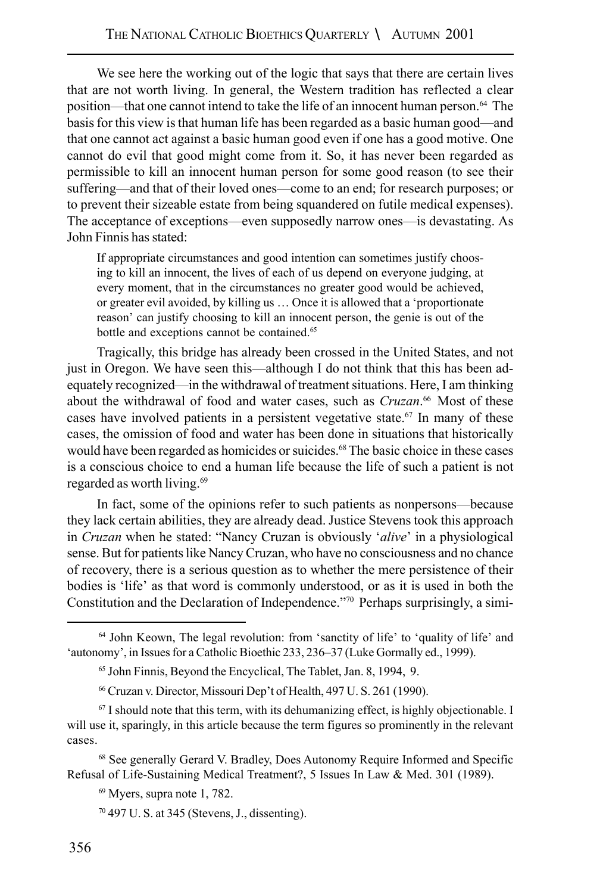We see here the working out of the logic that says that there are certain lives that are not worth living. In general, the Western tradition has reflected a clear position—that one cannot intend to take the life of an innocent human person.[64] The basis for this view is that human life has been regarded as a basic human good—and that one cannot act against a basic human good even if one has a good motive. One cannot do evil that good might come from it. So, it has never been regarded as permissible to kill an innocent human person for some good reason (to see their suffering—and that of their loved ones—come to an end; for research purposes; or to prevent their sizeable estate from being squandered on futile medical expenses). The acceptance of exceptions—even supposedly narrow ones—is devastating. As John Finnis has stated:

> If appropriate circumstances and good intention can sometimes justify choosing to kill an innocent, the lives of each of us depend on everyone judging, at every moment, that in the circumstances no greater good would be achieved, or greater evil avoided, by killing us … Once it is allowed that a 'proportionate reason' can justify choosing to kill an innocent person, the genie is out of the bottle and exceptions cannot be contained.[65]

Tragically, this bridge has already been crossed in the United States, and not just in Oregon. We have seen this—although I do not think that this has been adequately recognized—in the withdrawal of treatment situations. Here, I am thinking about the withdrawal of food and water cases, such as *Cruzan*.[66] Most of these cases have involved patients in a persistent vegetative state.[67] In many of these cases, the omission of food and water has been done in situations that historically would have been regarded as homicides or suicides.[68] The basic choice in these cases is a conscious choice to end a human life because the life of such a patient is not regarded as worth living.[69]

In fact, some of the opinions refer to such patients as nonpersons—because they lack certain abilities, they are already dead. Justice Stevens took this approach in *Cruzan* when he stated: "Nancy Cruzan is obviously '*alive*' in a physiological sense. But for patients like Nancy Cruzan, who have no consciousness and no chance of recovery, there is a serious question as to whether the mere persistence of their bodies is 'life' as that word is commonly understood, or as it is used in both the Constitution and the Declaration of Independence."[70] Perhaps surprisingly, a simi-

---

[64] John Keown, The legal revolution: from 'sanctity of life' to 'quality of life' and 'autonomy', in Issues for a Catholic Bioethic 233, 236–37 (Luke Gormally ed., 1999).

[65] John Finnis, Beyond the Encyclical, The Tablet, Jan. 8, 1994, 9.

[66] Cruzan v. Director, Missouri Dep't of Health, 497 U. S. 261 (1990).

[67] I should note that this term, with its dehumanizing effect, is highly objectionable. I will use it, sparingly, in this article because the term figures so prominently in the relevant cases.

[68] See generally Gerard V. Bradley, Does Autonomy Require Informed and Specific Refusal of Life-Sustaining Medical Treatment?, 5 Issues In Law & Med. 301 (1989).

[69] Myers, supra note 1, 782.

[70] 497 U. S. at 345 (Stevens, J., dissenting).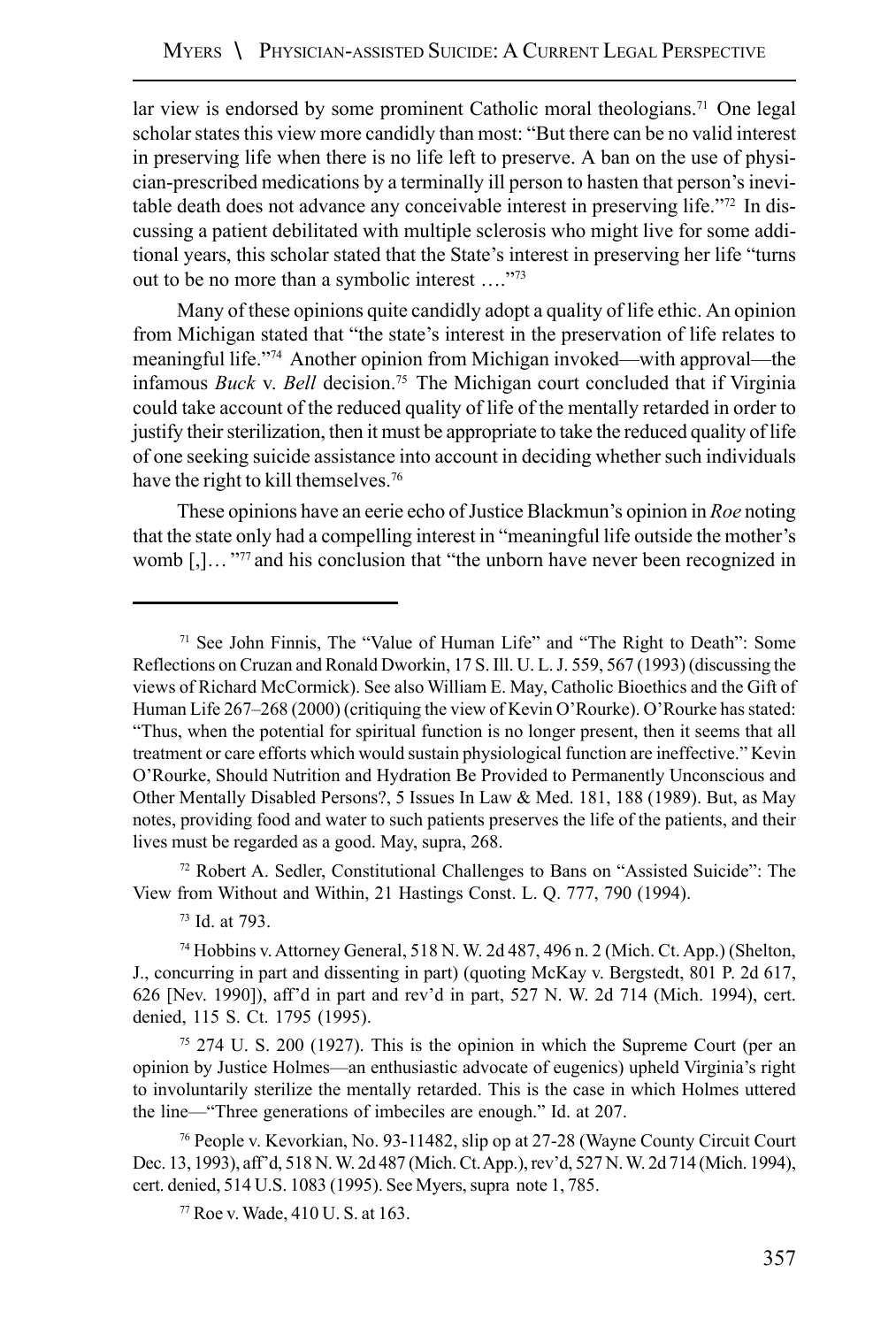lar view is endorsed by some prominent Catholic moral theologians.[71] One legal scholar states this view more candidly than most: "But there can be no valid interest in preserving life when there is no life left to preserve. A ban on the use of physician-prescribed medications by a terminally ill person to hasten that person's inevitable death does not advance any conceivable interest in preserving life."[72] In discussing a patient debilitated with multiple sclerosis who might live for some additional years, this scholar stated that the State's interest in preserving her life "turns out to be no more than a symbolic interest …."[73]

Many of these opinions quite candidly adopt a quality of life ethic. An opinion from Michigan stated that "the state's interest in the preservation of life relates to meaningful life."[74] Another opinion from Michigan invoked—with approval—the infamous *Buck* v. *Bell* decision.[75] The Michigan court concluded that if Virginia could take account of the reduced quality of life of the mentally retarded in order to justify their sterilization, then it must be appropriate to take the reduced quality of life of one seeking suicide assistance into account in deciding whether such individuals have the right to kill themselves.[76]

These opinions have an eerie echo of Justice Blackmun's opinion in *Roe* noting that the state only had a compelling interest in "meaningful life outside the mother's womb [,]… "[77] and his conclusion that "the unborn have never been recognized in

---

[71] See John Finnis, The "Value of Human Life" and "The Right to Death": Some Reflections on Cruzan and Ronald Dworkin, 17 S. Ill. U. L. J. 559, 567 (1993) (discussing the views of Richard McCormick). See also William E. May, Catholic Bioethics and the Gift of Human Life 267–268 (2000) (critiquing the view of Kevin O'Rourke). O'Rourke has stated: "Thus, when the potential for spiritual function is no longer present, then it seems that all treatment or care efforts which would sustain physiological function are ineffective." Kevin O'Rourke, Should Nutrition and Hydration Be Provided to Permanently Unconscious and Other Mentally Disabled Persons?, 5 Issues In Law & Med. 181, 188 (1989). But, as May notes, providing food and water to such patients preserves the life of the patients, and their lives must be regarded as a good. May, supra, 268.

[72] Robert A. Sedler, Constitutional Challenges to Bans on "Assisted Suicide": The View from Without and Within, 21 Hastings Const. L. Q. 777, 790 (1994).

[73] Id. at 793.

[74] Hobbins v. Attorney General, 518 N. W. 2d 487, 496 n. 2 (Mich. Ct. App.) (Shelton, J., concurring in part and dissenting in part) (quoting McKay v. Bergstedt, 801 P. 2d 617, 626 [Nev. 1990]), aff'd in part and rev'd in part, 527 N. W. 2d 714 (Mich. 1994), cert. denied, 115 S. Ct. 1795 (1995).

[75] 274 U. S. 200 (1927). This is the opinion in which the Supreme Court (per an opinion by Justice Holmes—an enthusiastic advocate of eugenics) upheld Virginia's right to involuntarily sterilize the mentally retarded. This is the case in which Holmes uttered the line—"Three generations of imbeciles are enough." Id. at 207.

[76] People v. Kevorkian, No. 93-11482, slip op at 27-28 (Wayne County Circuit Court Dec. 13, 1993), aff'd, 518 N. W. 2d 487 (Mich. Ct. App.), rev'd, 527 N. W. 2d 714 (Mich. 1994), cert. denied, 514 U.S. 1083 (1995). See Myers, supra note 1, 785.

[77] Roe v. Wade, 410 U. S. at 163.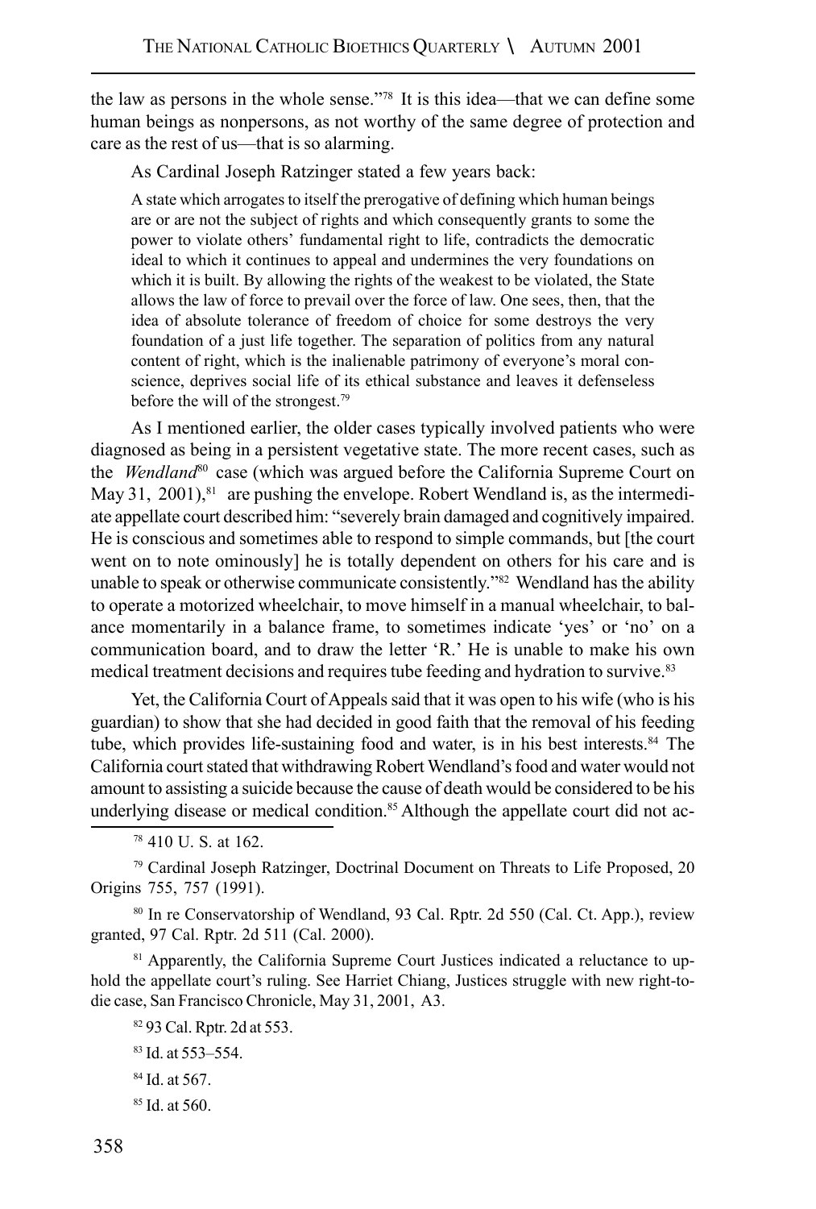the law as persons in the whole sense."[78] It is this idea—that we can define some human beings as nonpersons, as not worthy of the same degree of protection and care as the rest of us—that is so alarming.

As Cardinal Joseph Ratzinger stated a few years back:

> A state which arrogates to itself the prerogative of defining which human beings are or are not the subject of rights and which consequently grants to some the power to violate others' fundamental right to life, contradicts the democratic ideal to which it continues to appeal and undermines the very foundations on which it is built. By allowing the rights of the weakest to be violated, the State allows the law of force to prevail over the force of law. One sees, then, that the idea of absolute tolerance of freedom of choice for some destroys the very foundation of a just life together. The separation of politics from any natural content of right, which is the inalienable patrimony of everyone's moral conscience, deprives social life of its ethical substance and leaves it defenseless before the will of the strongest.[79]

As I mentioned earlier, the older cases typically involved patients who were diagnosed as being in a persistent vegetative state. The more recent cases, such as the *Wendland*[80] case (which was argued before the California Supreme Court on May 31, 2001),[81] are pushing the envelope. Robert Wendland is, as the intermediate appellate court described him: "severely brain damaged and cognitively impaired. He is conscious and sometimes able to respond to simple commands, but [the court went on to note ominously] he is totally dependent on others for his care and is unable to speak or otherwise communicate consistently."[82] Wendland has the ability to operate a motorized wheelchair, to move himself in a manual wheelchair, to balance momentarily in a balance frame, to sometimes indicate 'yes' or 'no' on a communication board, and to draw the letter 'R.' He is unable to make his own medical treatment decisions and requires tube feeding and hydration to survive.[83]

Yet, the California Court of Appeals said that it was open to his wife (who is his guardian) to show that she had decided in good faith that the removal of his feeding tube, which provides life-sustaining food and water, is in his best interests.[84] The California court stated that withdrawing Robert Wendland's food and water would not amount to assisting a suicide because the cause of death would be considered to be his underlying disease or medical condition.[85] Although the appellate court did not ac-

---

[78] 410 U. S. at 162.

[79] Cardinal Joseph Ratzinger, Doctrinal Document on Threats to Life Proposed, 20 Origins 755, 757 (1991).

[80] In re Conservatorship of Wendland, 93 Cal. Rptr. 2d 550 (Cal. Ct. App.), review granted, 97 Cal. Rptr. 2d 511 (Cal. 2000).

[81] Apparently, the California Supreme Court Justices indicated a reluctance to uphold the appellate court's ruling. See Harriet Chiang, Justices struggle with new right-to-die case, San Francisco Chronicle, May 31, 2001, A3.

[82] 93 Cal. Rptr. 2d at 553.

[83] Id. at 553–554.

[84] Id. at 567.

[85] Id. at 560.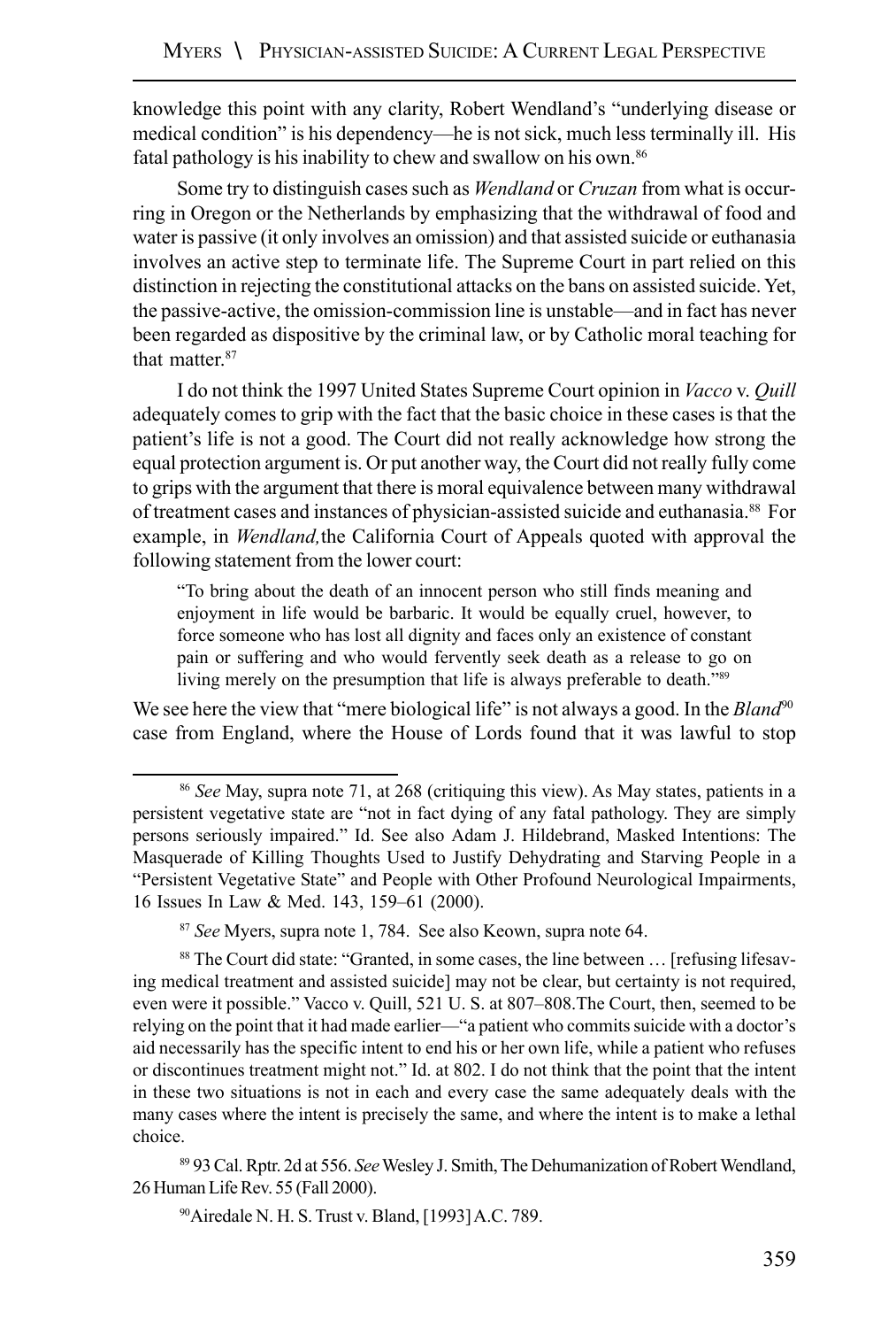knowledge this point with any clarity, Robert Wendland's "underlying disease or medical condition" is his dependency—he is not sick, much less terminally ill. His fatal pathology is his inability to chew and swallow on his own.[86]

Some try to distinguish cases such as *Wendland* or *Cruzan* from what is occurring in Oregon or the Netherlands by emphasizing that the withdrawal of food and water is passive (it only involves an omission) and that assisted suicide or euthanasia involves an active step to terminate life. The Supreme Court in part relied on this distinction in rejecting the constitutional attacks on the bans on assisted suicide. Yet, the passive-active, the omission-commission line is unstable—and in fact has never been regarded as dispositive by the criminal law, or by Catholic moral teaching for that matter.[87]

I do not think the 1997 United States Supreme Court opinion in *Vacco* v. *Quill* adequately comes to grip with the fact that the basic choice in these cases is that the patient's life is not a good. The Court did not really acknowledge how strong the equal protection argument is. Or put another way, the Court did not really fully come to grips with the argument that there is moral equivalence between many withdrawal of treatment cases and instances of physician-assisted suicide and euthanasia.[88] For example, in *Wendland,* the California Court of Appeals quoted with approval the following statement from the lower court:

> "To bring about the death of an innocent person who still finds meaning and enjoyment in life would be barbaric. It would be equally cruel, however, to force someone who has lost all dignity and faces only an existence of constant pain or suffering and who would fervently seek death as a release to go on living merely on the presumption that life is always preferable to death."[89]

We see here the view that "mere biological life" is not always a good. In the *Bland*[90] case from England, where the House of Lords found that it was lawful to stop

---

[86] *See* May, supra note 71, at 268 (critiquing this view). As May states, patients in a persistent vegetative state are "not in fact dying of any fatal pathology. They are simply persons seriously impaired." Id. See also Adam J. Hildebrand, Masked Intentions: The Masquerade of Killing Thoughts Used to Justify Dehydrating and Starving People in a "Persistent Vegetative State" and People with Other Profound Neurological Impairments, 16 Issues In Law & Med. 143, 159–61 (2000).

[87] *See* Myers, supra note 1, 784. See also Keown, supra note 64.

[88] The Court did state: "Granted, in some cases, the line between … [refusing lifesaving medical treatment and assisted suicide] may not be clear, but certainty is not required, even were it possible." Vacco v. Quill, 521 U. S. at 807–808. The Court, then, seemed to be relying on the point that it had made earlier—"a patient who commits suicide with a doctor's aid necessarily has the specific intent to end his or her own life, while a patient who refuses or discontinues treatment might not." Id. at 802. I do not think that the point that the intent in these two situations is not in each and every case the same adequately deals with the many cases where the intent is precisely the same, and where the intent is to make a lethal choice.

[89] 93 Cal. Rptr. 2d at 556. *See* Wesley J. Smith, The Dehumanization of Robert Wendland, 26 Human Life Rev. 55 (Fall 2000).

[90] Airedale N. H. S. Trust v. Bland, [1993] A.C. 789.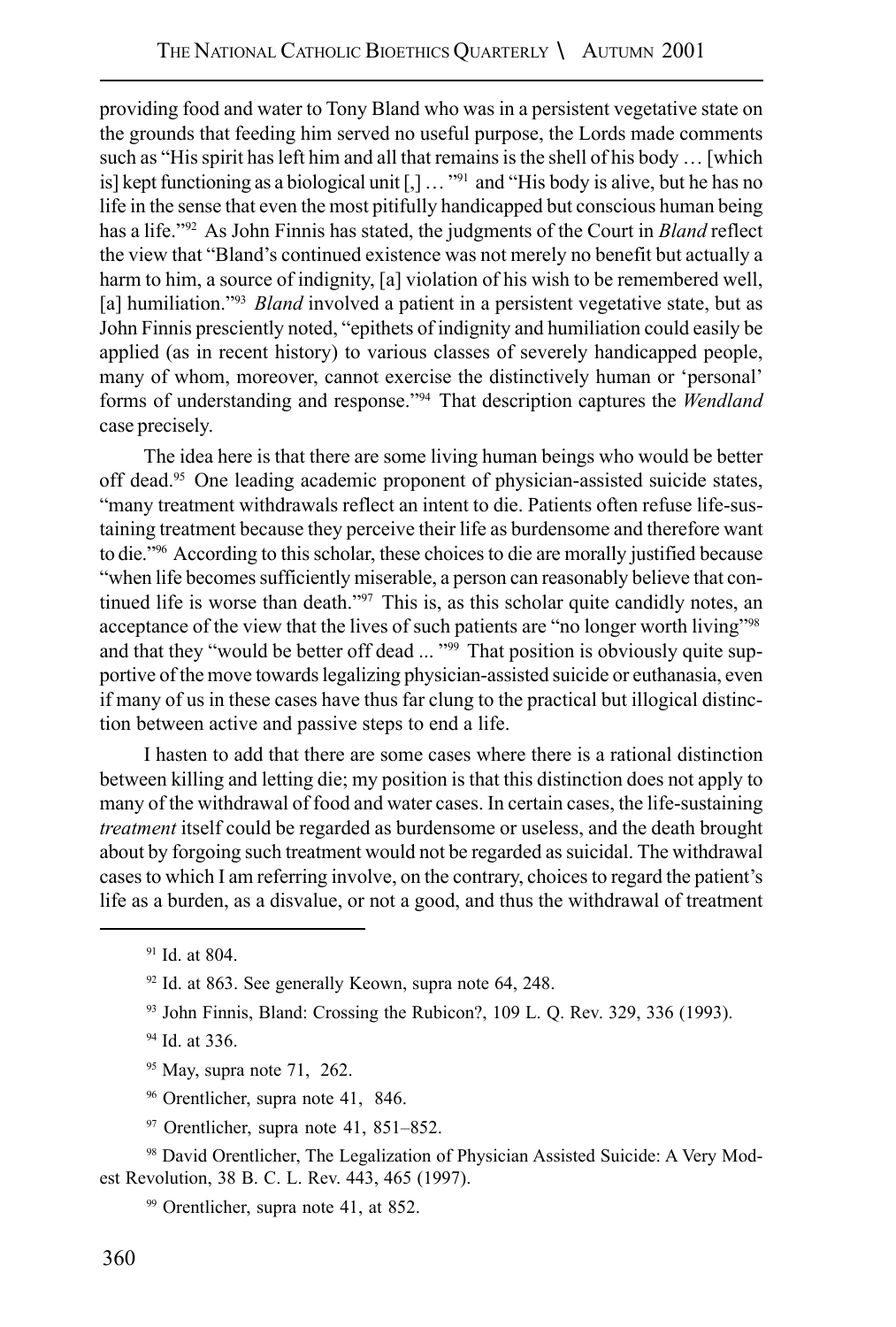providing food and water to Tony Bland who was in a persistent vegetative state on the grounds that feeding him served no useful purpose, the Lords made comments such as "His spirit has left him and all that remains is the shell of his body … [which is] kept functioning as a biological unit [,] … "[91] and "His body is alive, but he has no life in the sense that even the most pitifully handicapped but conscious human being has a life."[92] As John Finnis has stated, the judgments of the Court in *Bland* reflect the view that "Bland's continued existence was not merely no benefit but actually a harm to him, a source of indignity, [a] violation of his wish to be remembered well, [a] humiliation."[93] *Bland* involved a patient in a persistent vegetative state, but as John Finnis presciently noted, "epithets of indignity and humiliation could easily be applied (as in recent history) to various classes of severely handicapped people, many of whom, moreover, cannot exercise the distinctively human or 'personal' forms of understanding and response."[94] That description captures the *Wendland* case precisely.

The idea here is that there are some living human beings who would be better off dead.[95] One leading academic proponent of physician-assisted suicide states, "many treatment withdrawals reflect an intent to die. Patients often refuse life-sustaining treatment because they perceive their life as burdensome and therefore want to die."[96] According to this scholar, these choices to die are morally justified because "when life becomes sufficiently miserable, a person can reasonably believe that continued life is worse than death."[97] This is, as this scholar quite candidly notes, an acceptance of the view that the lives of such patients are "no longer worth living"[98] and that they "would be better off dead ... "[99] That position is obviously quite supportive of the move towards legalizing physician-assisted suicide or euthanasia, even if many of us in these cases have thus far clung to the practical but illogical distinction between active and passive steps to end a life.

I hasten to add that there are some cases where there is a rational distinction between killing and letting die; my position is that this distinction does not apply to many of the withdrawal of food and water cases. In certain cases, the life-sustaining *treatment* itself could be regarded as burdensome or useless, and the death brought about by forgoing such treatment would not be regarded as suicidal. The withdrawal cases to which I am referring involve, on the contrary, choices to regard the patient's life as a burden, as a disvalue, or not a good, and thus the withdrawal of treatment

---

[91] Id. at 804.

[92] Id. at 863. See generally Keown, supra note 64, 248.

[93] John Finnis, Bland: Crossing the Rubicon?, 109 L. Q. Rev. 329, 336 (1993).

[94] Id. at 336.

[95] May, supra note 71, 262.

[96] Orentlicher, supra note 41, 846.

[97] Orentlicher, supra note 41, 851–852.

[98] David Orentlicher, The Legalization of Physician Assisted Suicide: A Very Modest Revolution, 38 B. C. L. Rev. 443, 465 (1997).

[99] Orentlicher, supra note 41, at 852.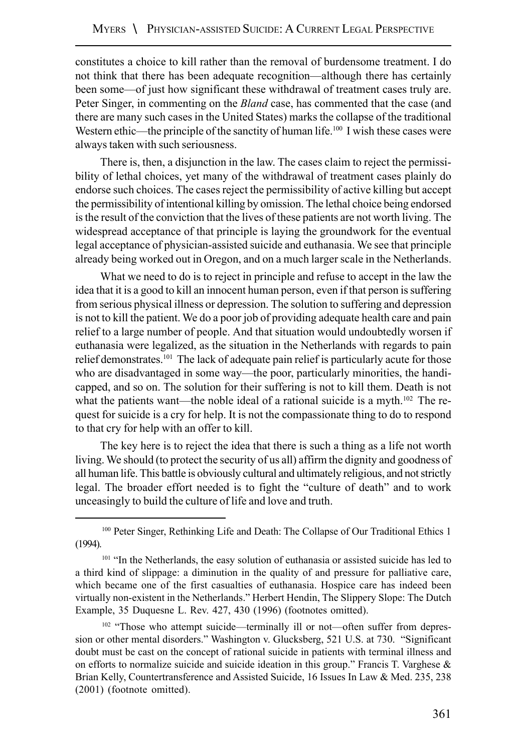constitutes a choice to kill rather than the removal of burdensome treatment. I do not think that there has been adequate recognition—although there has certainly been some—of just how significant these withdrawal of treatment cases truly are. Peter Singer, in commenting on the *Bland* case, has commented that the case (and there are many such cases in the United States) marks the collapse of the traditional Western ethic—the principle of the sanctity of human life.[100] I wish these cases were always taken with such seriousness.

There is, then, a disjunction in the law. The cases claim to reject the permissibility of lethal choices, yet many of the withdrawal of treatment cases plainly do endorse such choices. The cases reject the permissibility of active killing but accept the permissibility of intentional killing by omission. The lethal choice being endorsed is the result of the conviction that the lives of these patients are not worth living. The widespread acceptance of that principle is laying the groundwork for the eventual legal acceptance of physician-assisted suicide and euthanasia. We see that principle already being worked out in Oregon, and on a much larger scale in the Netherlands.

What we need to do is to reject in principle and refuse to accept in the law the idea that it is a good to kill an innocent human person, even if that person is suffering from serious physical illness or depression. The solution to suffering and depression is not to kill the patient. We do a poor job of providing adequate health care and pain relief to a large number of people. And that situation would undoubtedly worsen if euthanasia were legalized, as the situation in the Netherlands with regards to pain relief demonstrates.[101] The lack of adequate pain relief is particularly acute for those who are disadvantaged in some way—the poor, particularly minorities, the handicapped, and so on. The solution for their suffering is not to kill them. Death is not what the patients want—the noble ideal of a rational suicide is a myth.[102] The request for suicide is a cry for help. It is not the compassionate thing to do to respond to that cry for help with an offer to kill.

The key here is to reject the idea that there is such a thing as a life not worth living. We should (to protect the security of us all) affirm the dignity and goodness of all human life. This battle is obviously cultural and ultimately religious, and not strictly legal. The broader effort needed is to fight the "culture of death" and to work unceasingly to build the culture of life and love and truth.

---

[100] Peter Singer, Rethinking Life and Death: The Collapse of Our Traditional Ethics 1 (1994).

[101] "In the Netherlands, the easy solution of euthanasia or assisted suicide has led to a third kind of slippage: a diminution in the quality of and pressure for palliative care, which became one of the first casualties of euthanasia. Hospice care has indeed been virtually non-existent in the Netherlands." Herbert Hendin, The Slippery Slope: The Dutch Example, 35 Duquesne L. Rev. 427, 430 (1996) (footnotes omitted).

[102] "Those who attempt suicide—terminally ill or not—often suffer from depression or other mental disorders." Washington v. Glucksberg, 521 U.S. at 730. "Significant doubt must be cast on the concept of rational suicide in patients with terminal illness and on efforts to normalize suicide and suicide ideation in this group." Francis T. Varghese & Brian Kelly, Countertransference and Assisted Suicide, 16 Issues In Law & Med. 235, 238 (2001) (footnote omitted).